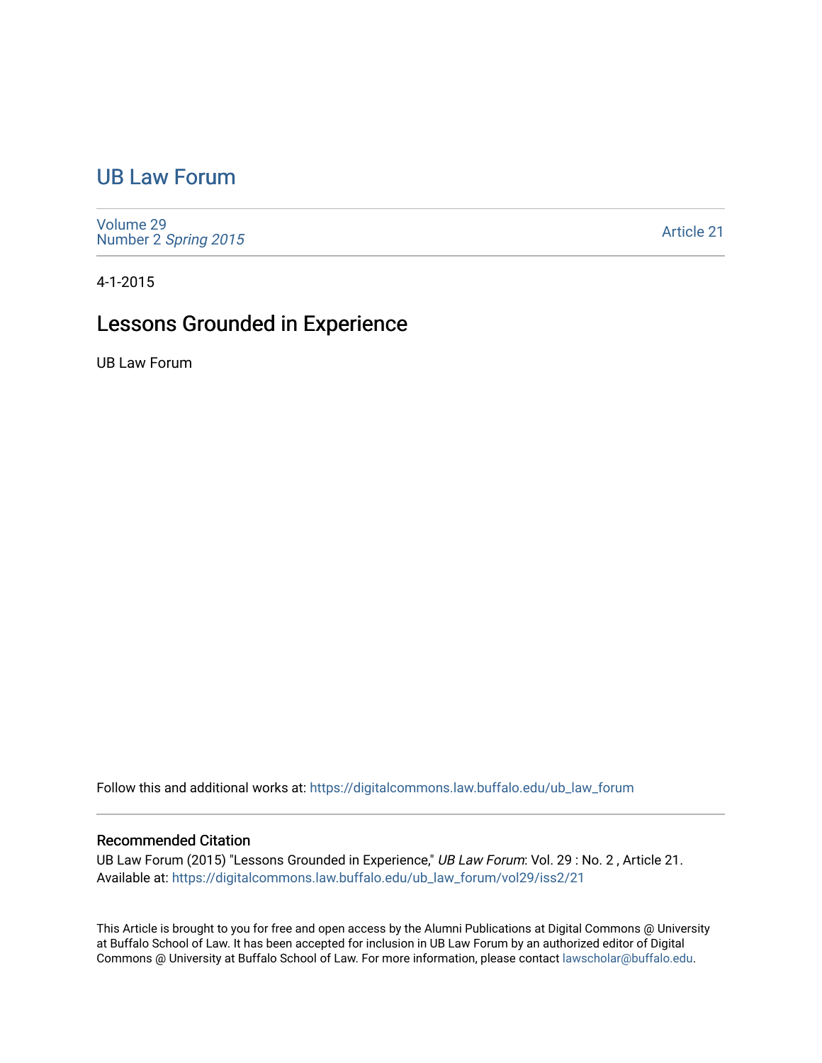# UB Law Forum

Volume 29
Number 2 *Spring 2015*

Article 21

4-1-2015

## Lessons Grounded in Experience

UB Law Forum

Follow this and additional works at: https://digitalcommons.law.buffalo.edu/ub_law_forum

### Recommended Citation

UB Law Forum (2015) "Lessons Grounded in Experience," *UB Law Forum*: Vol. 29 : No. 2 , Article 21.
Available at: https://digitalcommons.law.buffalo.edu/ub_law_forum/vol29/iss2/21

This Article is brought to you for free and open access by the Alumni Publications at Digital Commons @ University at Buffalo School of Law. It has been accepted for inclusion in UB Law Forum by an authorized editor of Digital Commons @ University at Buffalo School of Law. For more information, please contact lawscholar@buffalo.edu.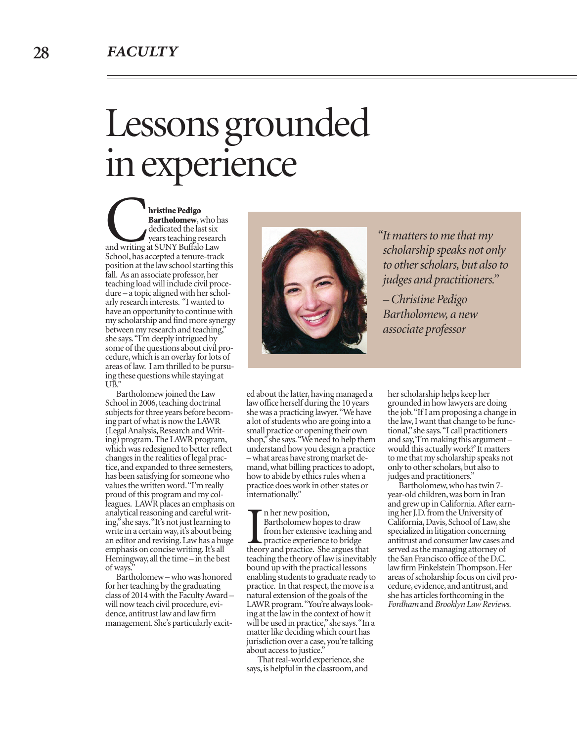# Lessons grounded in experience

**Christine Pedigo Bartholomew**, who has dedicated the last six years teaching research and writing at SUNY Buffalo Law School, has accepted a tenure-track position at the law school starting this fall. As an associate professor, her teaching load will include civil procedure – a topic aligned with her scholarly research interests. "I wanted to have an opportunity to continue with my scholarship and find more synergy between my research and teaching," she says. "I'm deeply intrigued by some of the questions about civil procedure, which is an overlay for lots of areas of law. I am thrilled to be pursuing these questions while staying at UB."

*"It matters to me that my scholarship speaks not only to other scholars, but also to judges and practitioners."*

*– Christine Pedigo Bartholomew, a new associate professor*

Bartholomew joined the Law School in 2006, teaching doctrinal subjects for three years before becoming part of what is now the LAWR (Legal Analysis, Research and Writing) program. The LAWR program, which was redesigned to better reflect changes in the realities of legal practice, and expanded to three semesters, has been satisfying for someone who values the written word. "I'm really proud of this program and my colleagues. LAWR places an emphasis on analytical reasoning and careful writing," she says. "It's not just learning to write in a certain way, it's about being an editor and revising. Law has a huge emphasis on concise writing. It's all Hemingway, all the time – in the best of ways."

Bartholomew – who was honored for her teaching by the graduating class of 2014 with the Faculty Award – will now teach civil procedure, evidence, antitrust law and law firm management. She's particularly excited about the latter, having managed a law office herself during the 10 years she was a practicing lawyer. "We have a lot of students who are going into a small practice or opening their own shop," she says. "We need to help them understand how you design a practice – what areas have strong market demand, what billing practices to adopt, how to abide by ethics rules when a practice does work in other states or internationally."

In her new position, Bartholomew hopes to draw from her extensive teaching and practice experience to bridge theory and practice. She argues that teaching the theory of law is inevitably bound up with the practical lessons enabling students to graduate ready to practice. In that respect, the move is a natural extension of the goals of the LAWR program. "You're always looking at the law in the context of how it will be used in practice," she says. "In a matter like deciding which court has jurisdiction over a case, you're talking about access to justice."

That real-world experience, she says, is helpful in the classroom, and her scholarship helps keep her grounded in how lawyers are doing the job. "If I am proposing a change in the law, I want that change to be functional," she says. "I call practitioners and say, 'I'm making this argument – would this actually work?' It matters to me that my scholarship speaks not only to other scholars, but also to judges and practitioners."

Bartholomew, who has twin 7-year-old children, was born in Iran and grew up in California. After earning her J.D. from the University of California, Davis, School of Law, she specialized in litigation concerning antitrust and consumer law cases and served as the managing attorney of the San Francisco office of the D.C. law firm Finkelstein Thompson. Her areas of scholarship focus on civil procedure, evidence, and antitrust, and she has articles forthcoming in the *Fordham* and *Brooklyn Law Reviews.*